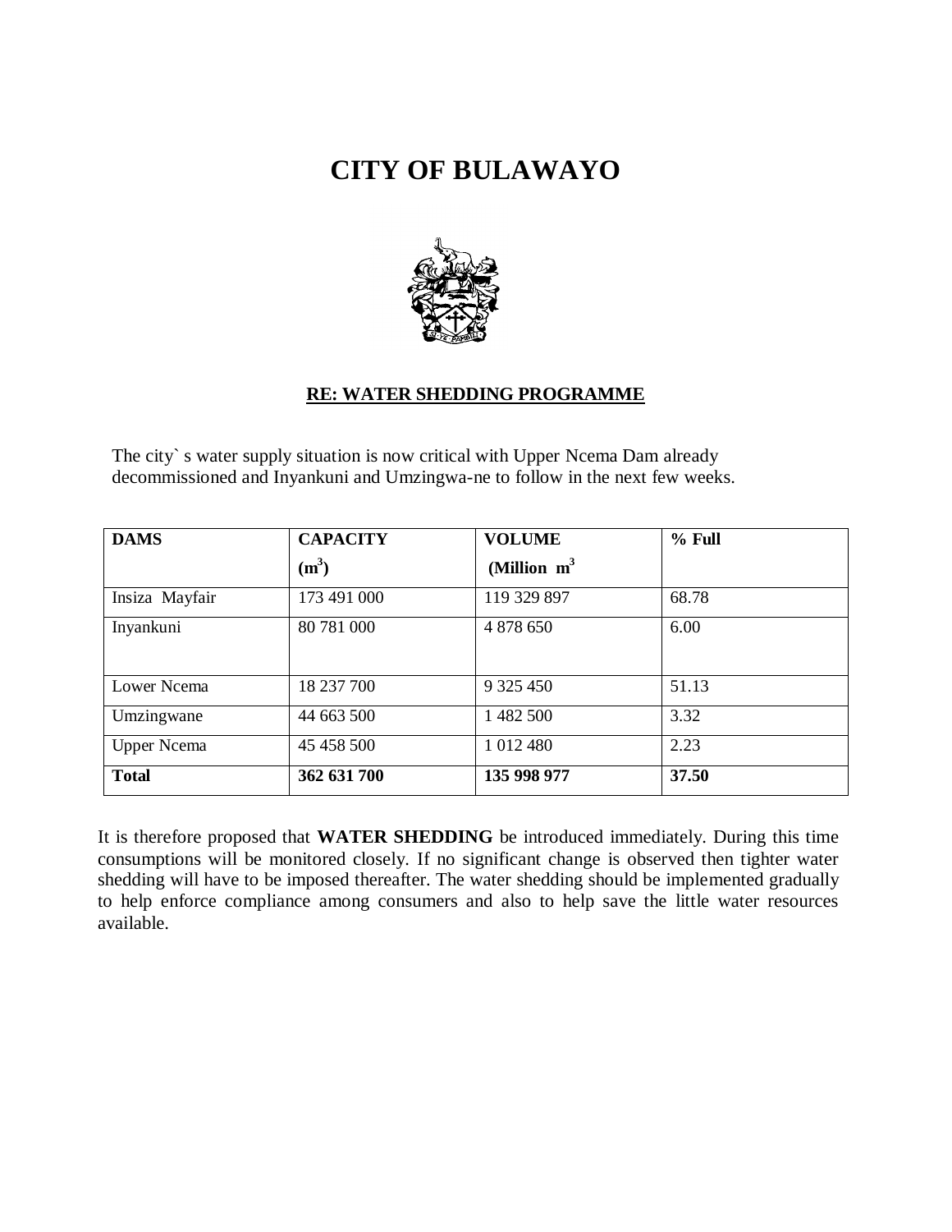# CITY OF BULAWAYO

## RE: WATER SHEDDING PROGRAMME

The city` s water supply situation is now critical with Upper Ncema Dam already decommissioned and Inyankuni and Umzingwa-ne to follow in the next few weeks.

| DAMS | CAPACITY ($m^3$) | VOLUME (Million $m^3$ | % Full |
|---|---|---|---|
| Insiza Mayfair | 173 491 000 | 119 329 897 | 68.78 |
| Inyankuni | 80 781 000 | 4 878 650 | 6.00 |
| Lower Ncema | 18 237 700 | 9 325 450 | 51.13 |
| Umzingwane | 44 663 500 | 1 482 500 | 3.32 |
| Upper Ncema | 45 458 500 | 1 012 480 | 2.23 |
| **Total** | **362 631 700** | **135 998 977** | **37.50** |

It is therefore proposed that **WATER SHEDDING** be introduced immediately. During this time consumptions will be monitored closely. If no significant change is observed then tighter water shedding will have to be imposed thereafter. The water shedding should be implemented gradually to help enforce compliance among consumers and also to help save the little water resources available.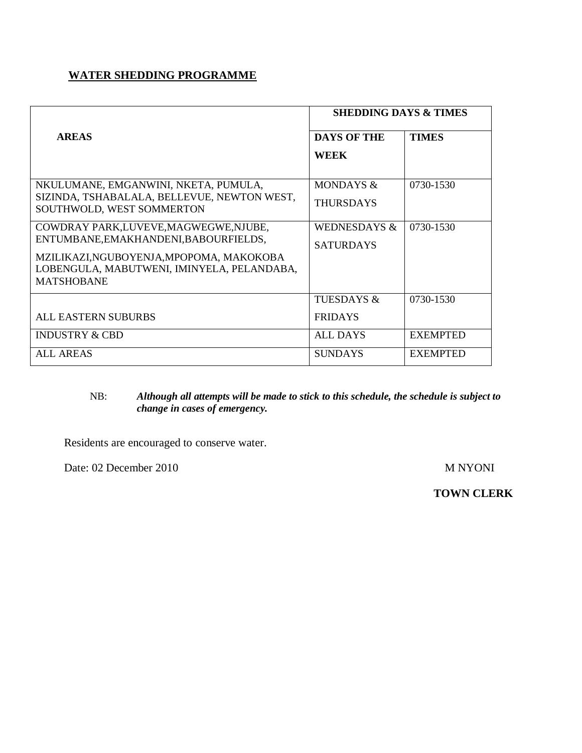## WATER SHEDDING PROGRAMME

| AREAS | SHEDDING DAYS & TIMES | |
|---|---|---|
| | **DAYS OF THE WEEK** | **TIMES** |
| NKULUMANE, EMGANWINI, NKETA, PUMULA, SIZINDA, TSHABALALA, BELLEVUE, NEWTON WEST, SOUTHWOLD, WEST SOMMERTON | MONDAYS & THURSDAYS | 0730-1530 |
| COWDRAY PARK,LUVEVE,MAGWEGWE,NJUBE, ENTUMBANE,EMAKHANDENI,BABOURFIELDS, MZILIKAZI,NGUBOYENJA,MPOPOMA, MAKOKOBA LOBENGULA, MABUTWENI, IMINYELA, PELANDABA, MATSHOBANE | WEDNESDAYS & SATURDAYS | 0730-1530 |
| ALL EASTERN SUBURBS | TUESDAYS & FRIDAYS | 0730-1530 |
| INDUSTRY & CBD | ALL DAYS | EXEMPTED |
| ALL AREAS | SUNDAYS | EXEMPTED |

NB: ***Although all attempts will be made to stick to this schedule, the schedule is subject to change in cases of emergency.***

Residents are encouraged to conserve water.

Date: 02 December 2010

M NYONI

**TOWN CLERK**